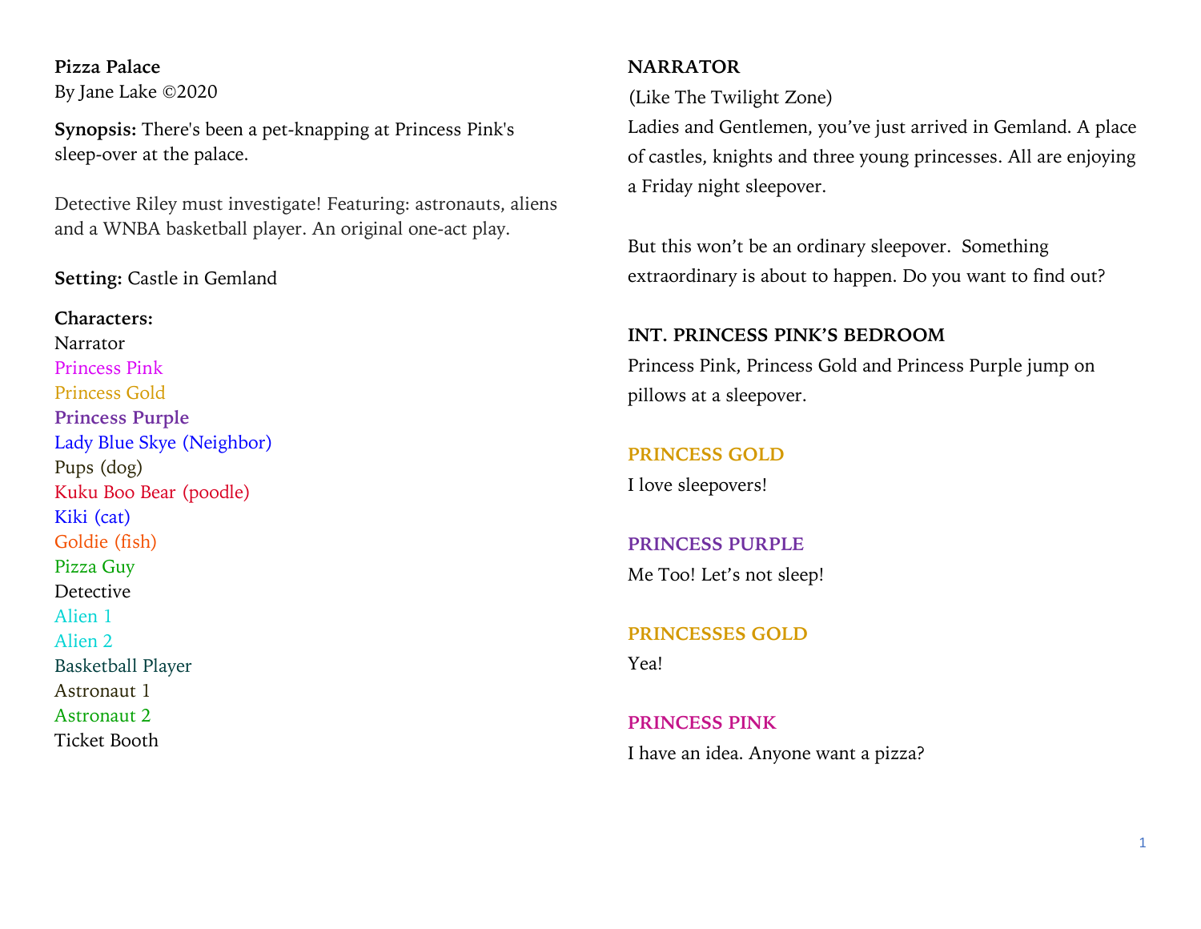**Pizza Palace**
By Jane Lake ©2020

**Synopsis:** There's been a pet-knapping at Princess Pink's sleep-over at the palace.

Detective Riley must investigate! Featuring: astronauts, aliens and a WNBA basketball player. An original one-act play.

**Setting:** Castle in Gemland

**Characters:**
Narrator
Princess Pink
Princess Gold
**Princess Purple**
Lady Blue Skye (Neighbor)
Pups (dog)
Kuku Boo Bear (poodle)
Kiki (cat)
Goldie (fish)
Pizza Guy
Detective
Alien 1
Alien 2
Basketball Player
Astronaut 1
Astronaut 2
Ticket Booth

**NARRATOR**
(Like The Twilight Zone)
Ladies and Gentlemen, you've just arrived in Gemland. A place of castles, knights and three young princesses. All are enjoying a Friday night sleepover.

But this won't be an ordinary sleepover. Something extraordinary is about to happen. Do you want to find out?

**INT. PRINCESS PINK'S BEDROOM**
Princess Pink, Princess Gold and Princess Purple jump on pillows at a sleepover.

**PRINCESS GOLD**
I love sleepovers!

**PRINCESS PURPLE**
Me Too! Let's not sleep!

**PRINCESSES GOLD**
Yea!

**PRINCESS PINK**
I have an idea. Anyone want a pizza?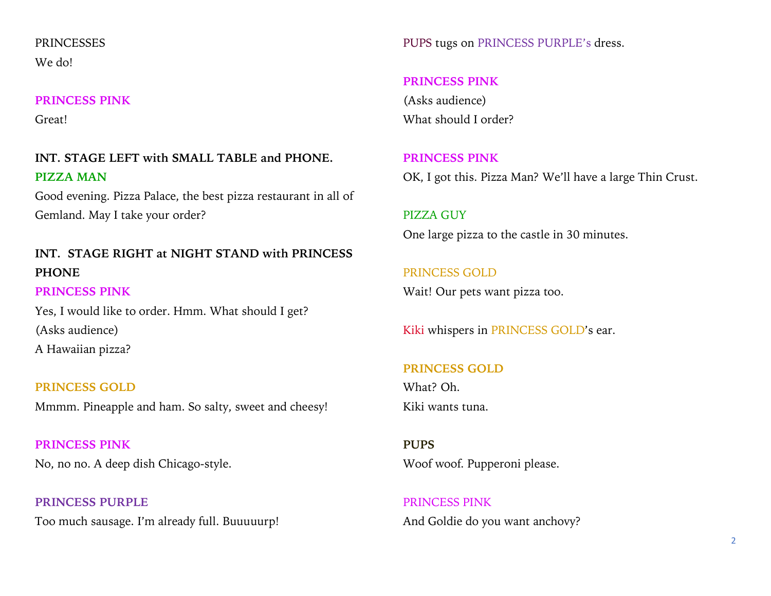PRINCESSES

We do!

**PRINCESS PINK**

Great!

**INT. STAGE LEFT with SMALL TABLE and PHONE.**

**PIZZA MAN**

Good evening. Pizza Palace, the best pizza restaurant in all of Gemland. May I take your order?

**INT. STAGE RIGHT at NIGHT STAND with PRINCESS PHONE**

**PRINCESS PINK**

Yes, I would like to order. Hmm. What should I get?

(Asks audience)

A Hawaiian pizza?

**PRINCESS GOLD**

Mmmm. Pineapple and ham. So salty, sweet and cheesy!

**PRINCESS PINK**

No, no no. A deep dish Chicago-style.

**PRINCESS PURPLE**

Too much sausage. I'm already full. Buuuuurp!

PUPS tugs on PRINCESS PURPLE's dress.

**PRINCESS PINK**

(Asks audience)

What should I order?

**PRINCESS PINK**

OK, I got this. Pizza Man? We'll have a large Thin Crust.

PIZZA GUY

One large pizza to the castle in 30 minutes.

PRINCESS GOLD

Wait! Our pets want pizza too.

Kiki whispers in PRINCESS GOLD's ear.

**PRINCESS GOLD**

What? Oh.

Kiki wants tuna.

**PUPS**

Woof woof. Pupperoni please.

PRINCESS PINK

And Goldie do you want anchovy?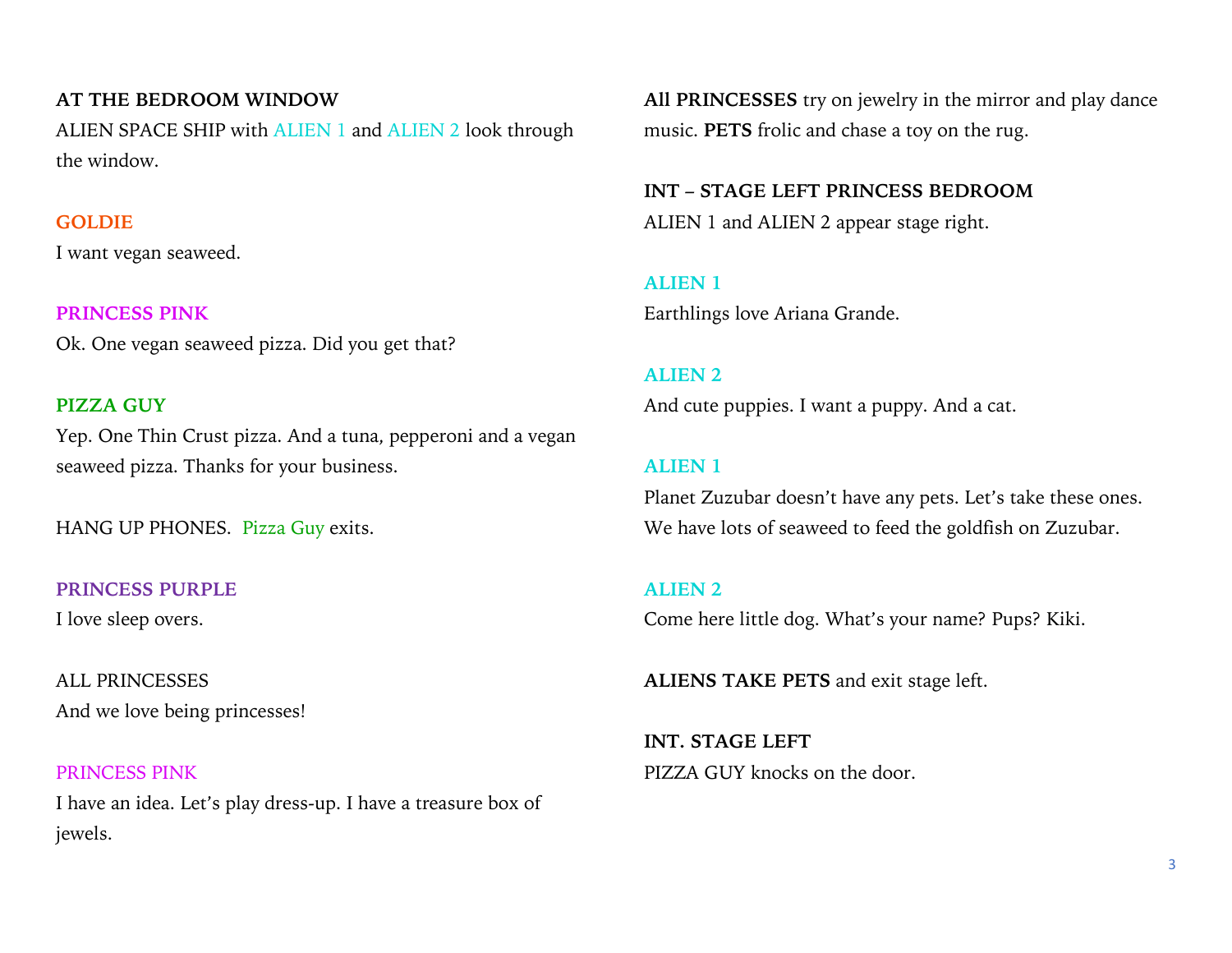**AT THE BEDROOM WINDOW**
ALIEN SPACE SHIP with ALIEN 1 and ALIEN 2 look through the window.

**GOLDIE**
I want vegan seaweed.

**PRINCESS PINK**
Ok. One vegan seaweed pizza. Did you get that?

**PIZZA GUY**
Yep. One Thin Crust pizza. And a tuna, pepperoni and a vegan seaweed pizza. Thanks for your business.

HANG UP PHONES. Pizza Guy exits.

**PRINCESS PURPLE**
I love sleep overs.

ALL PRINCESSES
And we love being princesses!

PRINCESS PINK
I have an idea. Let's play dress-up. I have a treasure box of jewels.

**All PRINCESSES** try on jewelry in the mirror and play dance music. **PETS** frolic and chase a toy on the rug.

**INT – STAGE LEFT PRINCESS BEDROOM**
ALIEN 1 and ALIEN 2 appear stage right.

**ALIEN 1**
Earthlings love Ariana Grande.

**ALIEN 2**
And cute puppies. I want a puppy. And a cat.

**ALIEN 1**
Planet Zuzubar doesn't have any pets. Let's take these ones. We have lots of seaweed to feed the goldfish on Zuzubar.

**ALIEN 2**
Come here little dog. What's your name? Pups? Kiki.

**ALIENS TAKE PETS** and exit stage left.

**INT. STAGE LEFT**
PIZZA GUY knocks on the door.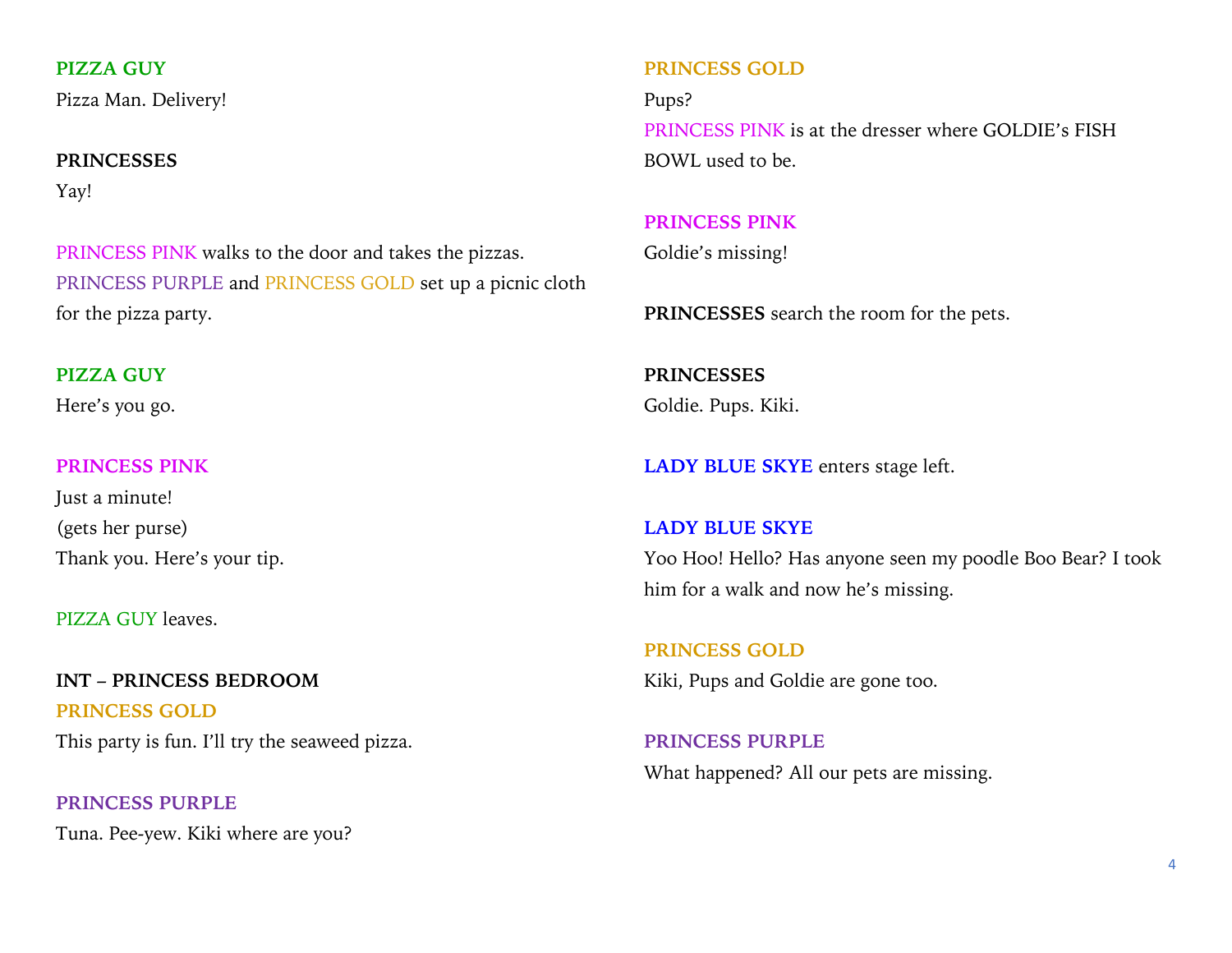**PIZZA GUY**
Pizza Man. Delivery!

**PRINCESSES**
Yay!

PRINCESS PINK walks to the door and takes the pizzas. PRINCESS PURPLE and PRINCESS GOLD set up a picnic cloth for the pizza party.

**PIZZA GUY**
Here's you go.

**PRINCESS PINK**
Just a minute!
(gets her purse)
Thank you. Here's your tip.

PIZZA GUY leaves.

**INT – PRINCESS BEDROOM**

**PRINCESS GOLD**
This party is fun. I'll try the seaweed pizza.

**PRINCESS PURPLE**
Tuna. Pee-yew. Kiki where are you?

**PRINCESS GOLD**
Pups?

PRINCESS PINK is at the dresser where GOLDIE's FISH BOWL used to be.

**PRINCESS PINK**
Goldie's missing!

**PRINCESSES** search the room for the pets.

**PRINCESSES**
Goldie. Pups. Kiki.

**LADY BLUE SKYE** enters stage left.

**LADY BLUE SKYE**
Yoo Hoo! Hello? Has anyone seen my poodle Boo Bear? I took him for a walk and now he's missing.

**PRINCESS GOLD**
Kiki, Pups and Goldie are gone too.

**PRINCESS PURPLE**
What happened? All our pets are missing.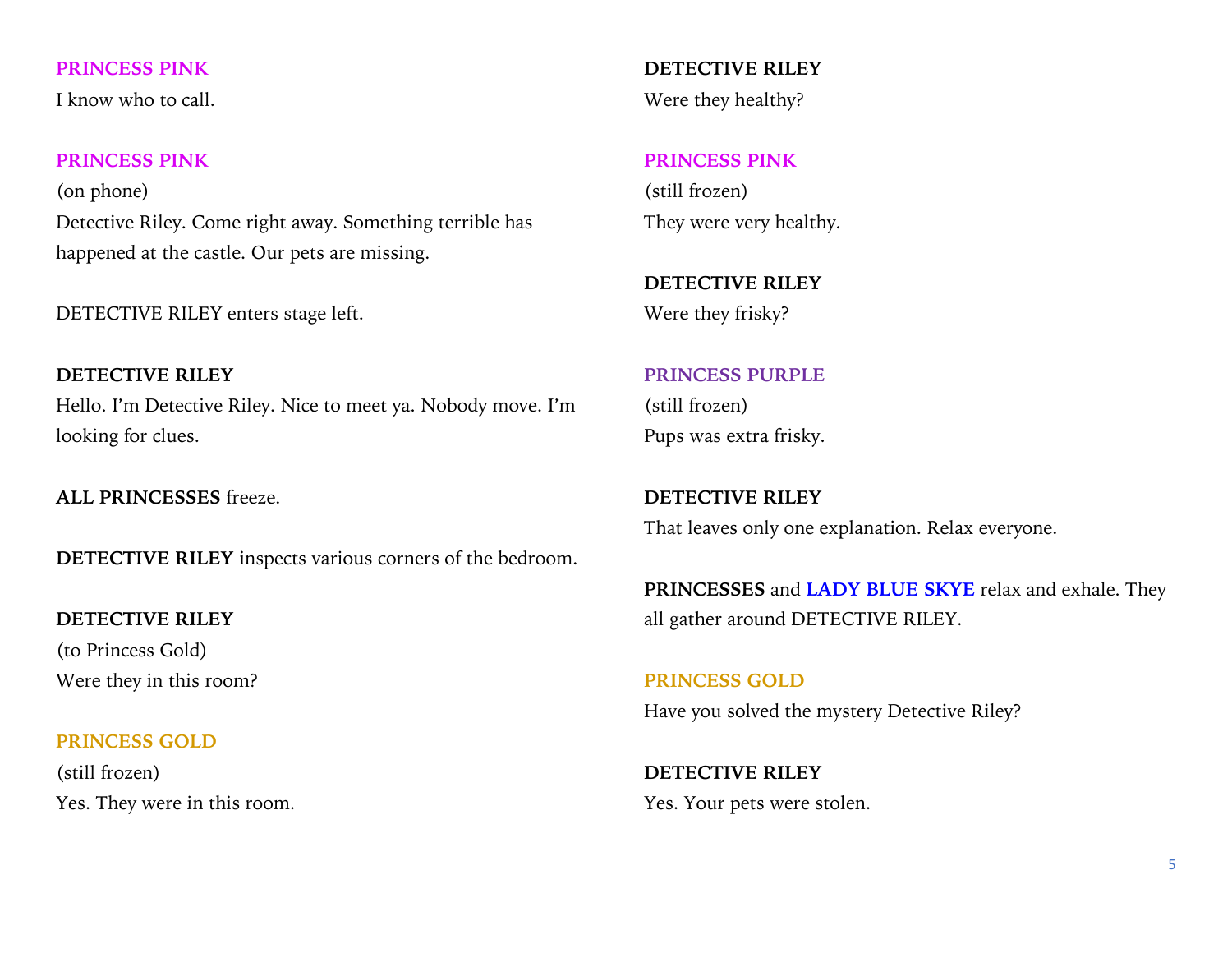**PRINCESS PINK**

I know who to call.

**PRINCESS PINK**

(on phone)

Detective Riley. Come right away. Something terrible has happened at the castle. Our pets are missing.

DETECTIVE RILEY enters stage left.

**DETECTIVE RILEY**

Hello. I'm Detective Riley. Nice to meet ya. Nobody move. I'm looking for clues.

**ALL PRINCESSES** freeze.

**DETECTIVE RILEY** inspects various corners of the bedroom.

**DETECTIVE RILEY**

(to Princess Gold)

Were they in this room?

**PRINCESS GOLD**

(still frozen)

Yes. They were in this room.

**DETECTIVE RILEY**

Were they healthy?

**PRINCESS PINK**

(still frozen)

They were very healthy.

**DETECTIVE RILEY**

Were they frisky?

**PRINCESS PURPLE**

(still frozen)

Pups was extra frisky.

**DETECTIVE RILEY**

That leaves only one explanation. Relax everyone.

**PRINCESSES** and **LADY BLUE SKYE** relax and exhale. They all gather around DETECTIVE RILEY.

**PRINCESS GOLD**

Have you solved the mystery Detective Riley?

**DETECTIVE RILEY**

Yes. Your pets were stolen.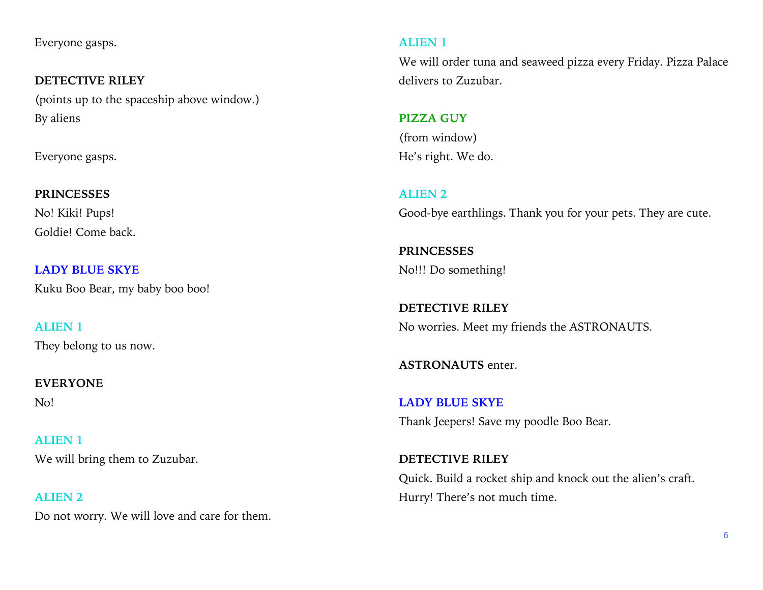Everyone gasps.

**DETECTIVE RILEY**
(points up to the spaceship above window.)
By aliens

Everyone gasps.

**PRINCESSES**
No! Kiki! Pups!
Goldie! Come back.

**LADY BLUE SKYE**
Kuku Boo Bear, my baby boo boo!

**ALIEN 1**
They belong to us now.

**EVERYONE**
No!

**ALIEN 1**
We will bring them to Zuzubar.

**ALIEN 2**
Do not worry. We will love and care for them.

**ALIEN 1**
We will order tuna and seaweed pizza every Friday. Pizza Palace delivers to Zuzubar.

**PIZZA GUY**
(from window)
He's right. We do.

**ALIEN 2**
Good-bye earthlings. Thank you for your pets. They are cute.

**PRINCESSES**
No!!! Do something!

**DETECTIVE RILEY**
No worries. Meet my friends the ASTRONAUTS.

**ASTRONAUTS** enter.

**LADY BLUE SKYE**
Thank Jeepers! Save my poodle Boo Bear.

**DETECTIVE RILEY**
Quick. Build a rocket ship and knock out the alien's craft.
Hurry! There's not much time.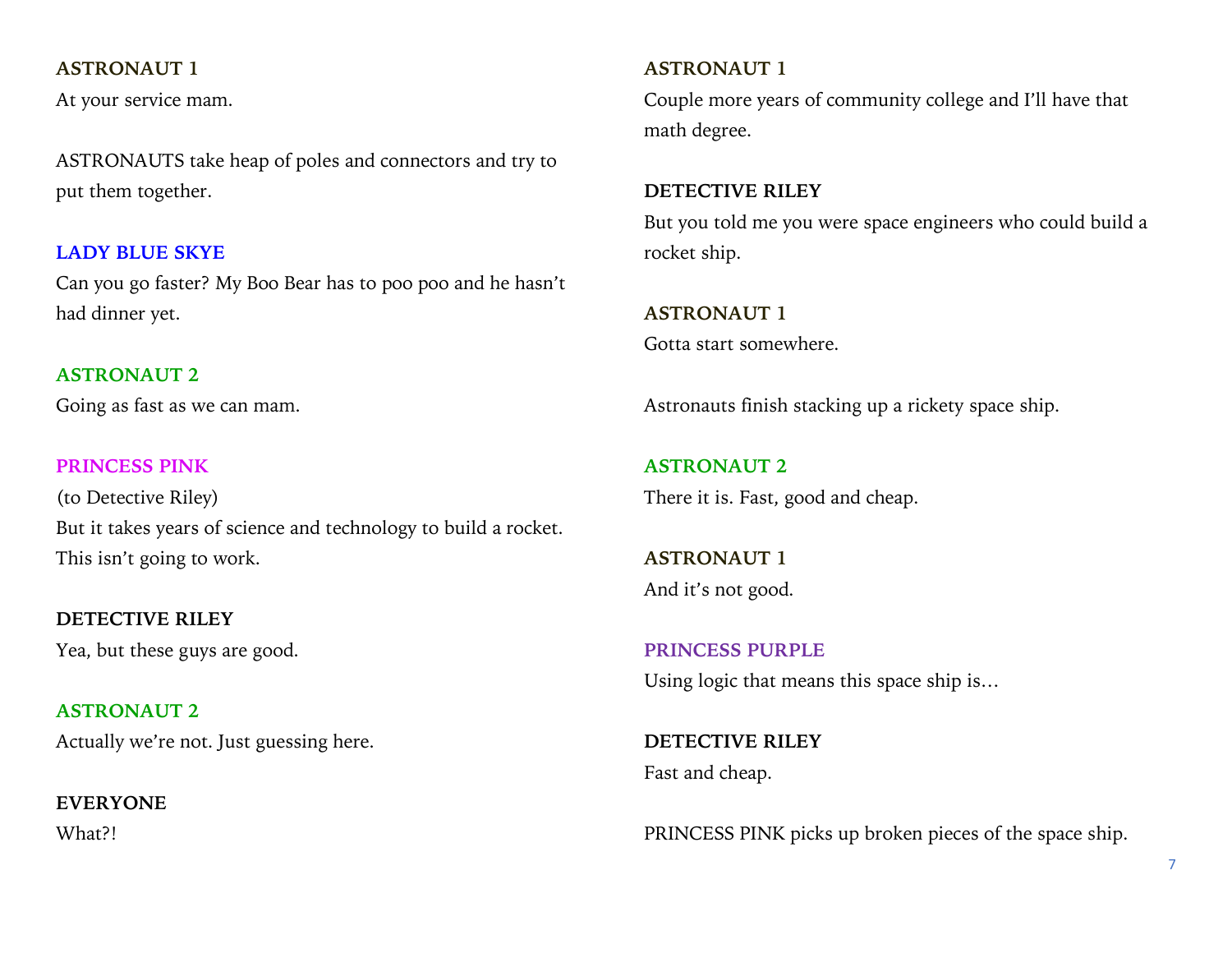**ASTRONAUT 1**
At your service mam.

ASTRONAUTS take heap of poles and connectors and try to put them together.

**LADY BLUE SKYE**
Can you go faster? My Boo Bear has to poo poo and he hasn't had dinner yet.

**ASTRONAUT 2**
Going as fast as we can mam.

**PRINCESS PINK**
(to Detective Riley)
But it takes years of science and technology to build a rocket. This isn't going to work.

**DETECTIVE RILEY**
Yea, but these guys are good.

**ASTRONAUT 2**
Actually we're not. Just guessing here.

**EVERYONE**
What?!

**ASTRONAUT 1**
Couple more years of community college and I'll have that math degree.

**DETECTIVE RILEY**
But you told me you were space engineers who could build a rocket ship.

**ASTRONAUT 1**
Gotta start somewhere.

Astronauts finish stacking up a rickety space ship.

**ASTRONAUT 2**
There it is. Fast, good and cheap.

**ASTRONAUT 1**
And it's not good.

**PRINCESS PURPLE**
Using logic that means this space ship is…

**DETECTIVE RILEY**
Fast and cheap.

PRINCESS PINK picks up broken pieces of the space ship.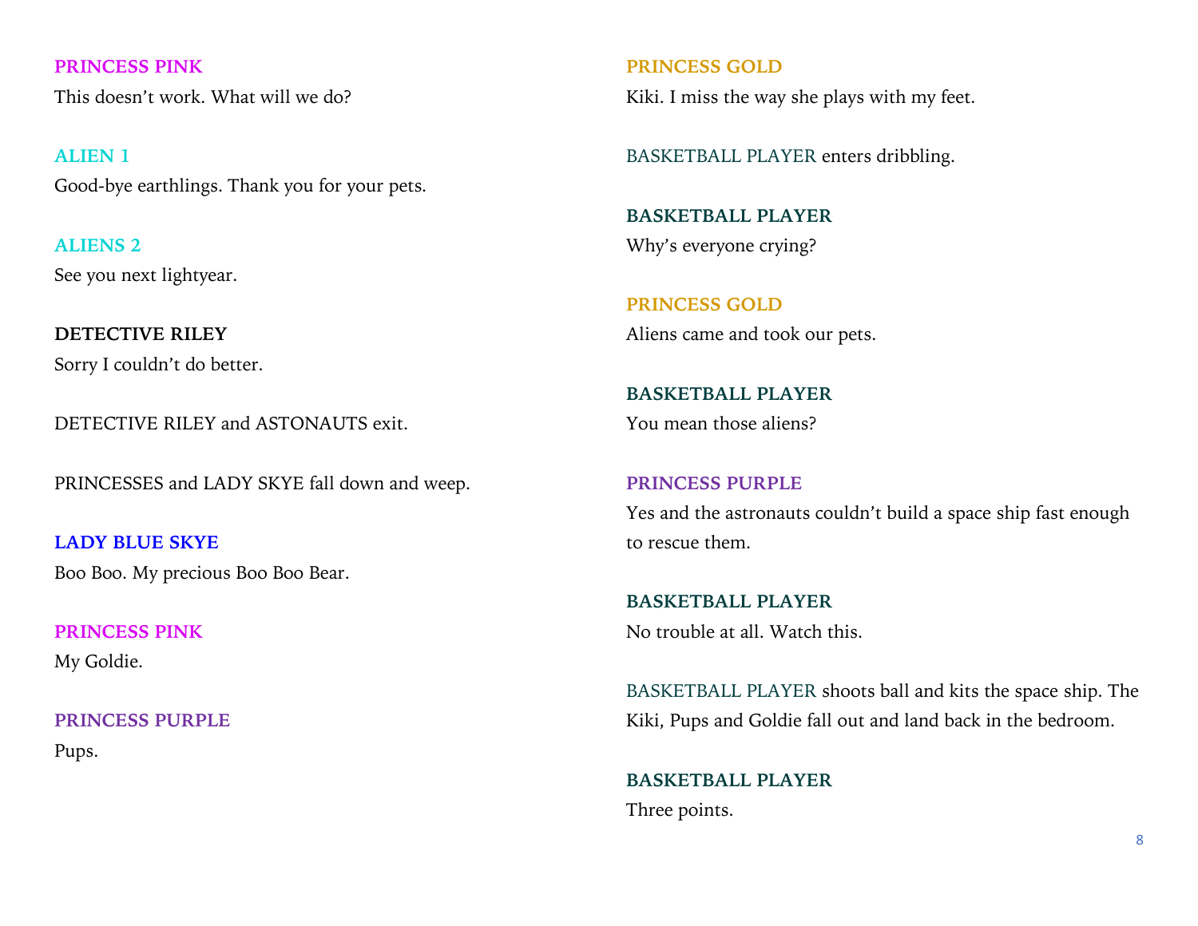**PRINCESS PINK**
This doesn't work. What will we do?

**ALIEN 1**
Good-bye earthlings. Thank you for your pets.

**ALIENS 2**
See you next lightyear.

**DETECTIVE RILEY**
Sorry I couldn't do better.

DETECTIVE RILEY and ASTONAUTS exit.

PRINCESSES and LADY SKYE fall down and weep.

**LADY BLUE SKYE**
Boo Boo. My precious Boo Boo Bear.

**PRINCESS PINK**
My Goldie.

**PRINCESS PURPLE**
Pups.

**PRINCESS GOLD**
Kiki. I miss the way she plays with my feet.

BASKETBALL PLAYER enters dribbling.

**BASKETBALL PLAYER**
Why's everyone crying?

**PRINCESS GOLD**
Aliens came and took our pets.

**BASKETBALL PLAYER**
You mean those aliens?

**PRINCESS PURPLE**
Yes and the astronauts couldn't build a space ship fast enough to rescue them.

**BASKETBALL PLAYER**
No trouble at all. Watch this.

BASKETBALL PLAYER shoots ball and kits the space ship. The Kiki, Pups and Goldie fall out and land back in the bedroom.

**BASKETBALL PLAYER**
Three points.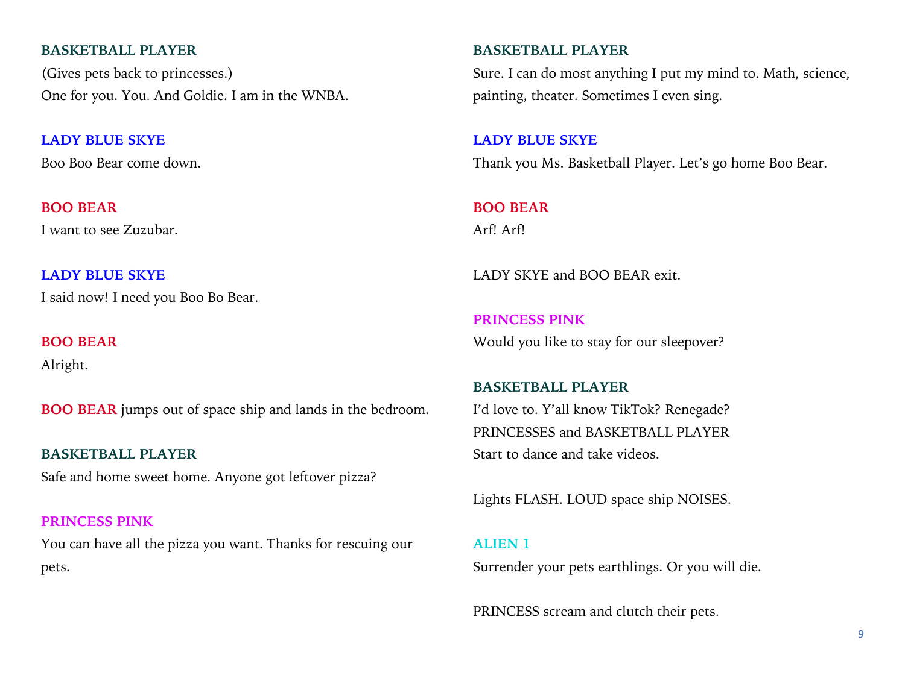**BASKETBALL PLAYER**

(Gives pets back to princesses.)
One for you. You. And Goldie. I am in the WNBA.

**LADY BLUE SKYE**

Boo Boo Bear come down.

**BOO BEAR**

I want to see Zuzubar.

**LADY BLUE SKYE**

I said now! I need you Boo Bo Bear.

**BOO BEAR**

Alright.

**BOO BEAR** jumps out of space ship and lands in the bedroom.

**BASKETBALL PLAYER**

Safe and home sweet home. Anyone got leftover pizza?

**PRINCESS PINK**

You can have all the pizza you want. Thanks for rescuing our pets.

**BASKETBALL PLAYER**

Sure. I can do most anything I put my mind to. Math, science, painting, theater. Sometimes I even sing.

**LADY BLUE SKYE**

Thank you Ms. Basketball Player. Let's go home Boo Bear.

**BOO BEAR**

Arf! Arf!

LADY SKYE and BOO BEAR exit.

**PRINCESS PINK**

Would you like to stay for our sleepover?

**BASKETBALL PLAYER**

I'd love to. Y'all know TikTok? Renegade?
PRINCESSES and BASKETBALL PLAYER
Start to dance and take videos.

Lights FLASH. LOUD space ship NOISES.

**ALIEN 1**

Surrender your pets earthlings. Or you will die.

PRINCESS scream and clutch their pets.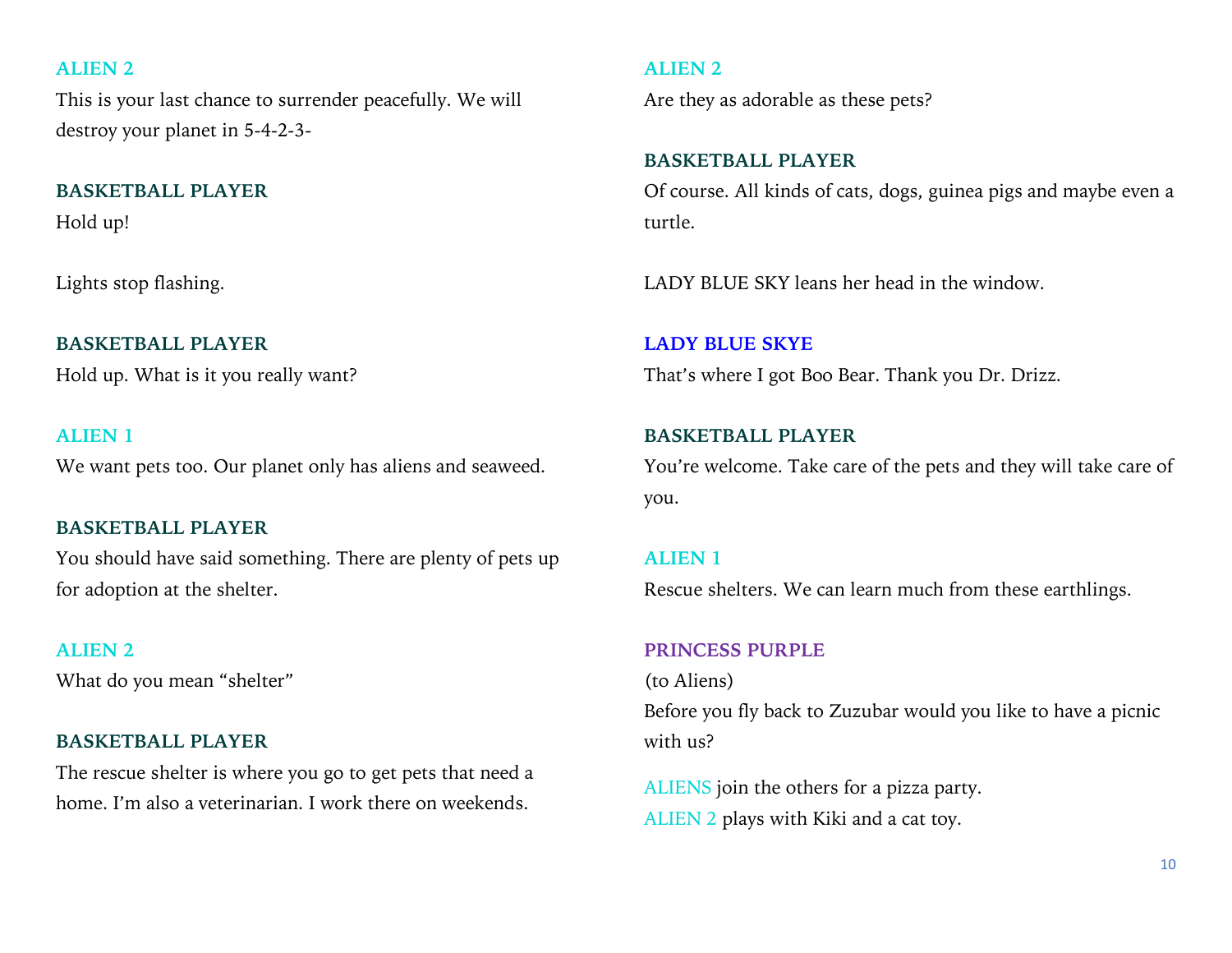**ALIEN 2**

This is your last chance to surrender peacefully. We will destroy your planet in 5-4-2-3-

**BASKETBALL PLAYER**

Hold up!

Lights stop flashing.

**BASKETBALL PLAYER**

Hold up. What is it you really want?

**ALIEN 1**

We want pets too. Our planet only has aliens and seaweed.

**BASKETBALL PLAYER**

You should have said something. There are plenty of pets up for adoption at the shelter.

**ALIEN 2**

What do you mean "shelter"

**BASKETBALL PLAYER**

The rescue shelter is where you go to get pets that need a home. I'm also a veterinarian. I work there on weekends.

**ALIEN 2**

Are they as adorable as these pets?

**BASKETBALL PLAYER**

Of course. All kinds of cats, dogs, guinea pigs and maybe even a turtle.

LADY BLUE SKY leans her head in the window.

**LADY BLUE SKYE**

That's where I got Boo Bear. Thank you Dr. Drizz.

**BASKETBALL PLAYER**

You're welcome. Take care of the pets and they will take care of you.

**ALIEN 1**

Rescue shelters. We can learn much from these earthlings.

**PRINCESS PURPLE**

(to Aliens)

Before you fly back to Zuzubar would you like to have a picnic with us?

ALIENS join the others for a pizza party.
ALIEN 2 plays with Kiki and a cat toy.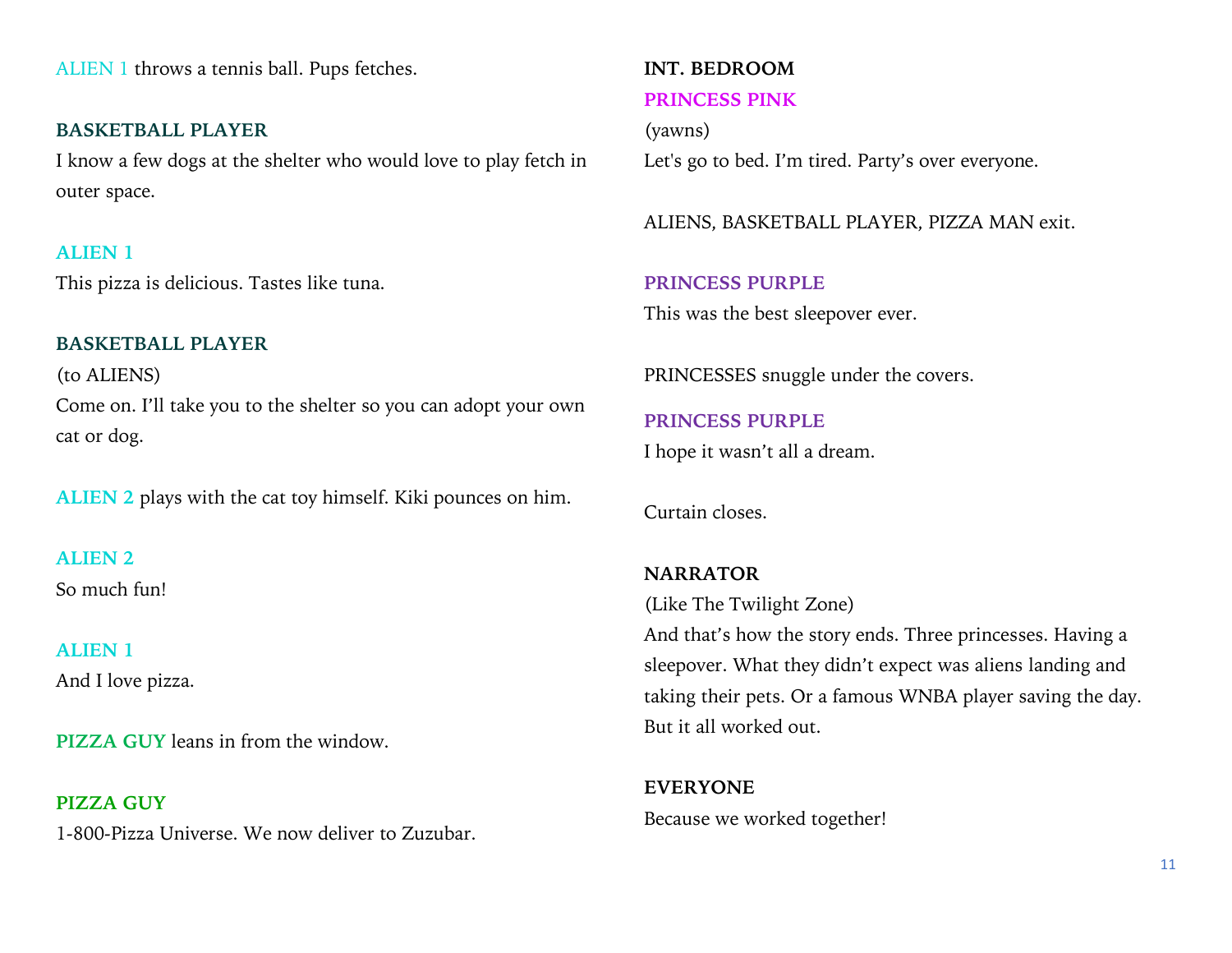ALIEN 1 throws a tennis ball. Pups fetches.

**BASKETBALL PLAYER**
I know a few dogs at the shelter who would love to play fetch in outer space.

**ALIEN 1**
This pizza is delicious. Tastes like tuna.

**BASKETBALL PLAYER**
(to ALIENS)
Come on. I'll take you to the shelter so you can adopt your own cat or dog.

**ALIEN 2** plays with the cat toy himself. Kiki pounces on him.

**ALIEN 2**
So much fun!

**ALIEN 1**
And I love pizza.

**PIZZA GUY** leans in from the window.

**PIZZA GUY**
1-800-Pizza Universe. We now deliver to Zuzubar.

**INT. BEDROOM**

**PRINCESS PINK**
(yawns)
Let's go to bed. I'm tired. Party's over everyone.

ALIENS, BASKETBALL PLAYER, PIZZA MAN exit.

**PRINCESS PURPLE**
This was the best sleepover ever.

PRINCESSES snuggle under the covers.

**PRINCESS PURPLE**
I hope it wasn't all a dream.

Curtain closes.

**NARRATOR**
(Like The Twilight Zone)
And that's how the story ends. Three princesses. Having a sleepover. What they didn't expect was aliens landing and taking their pets. Or a famous WNBA player saving the day. But it all worked out.

**EVERYONE**
Because we worked together!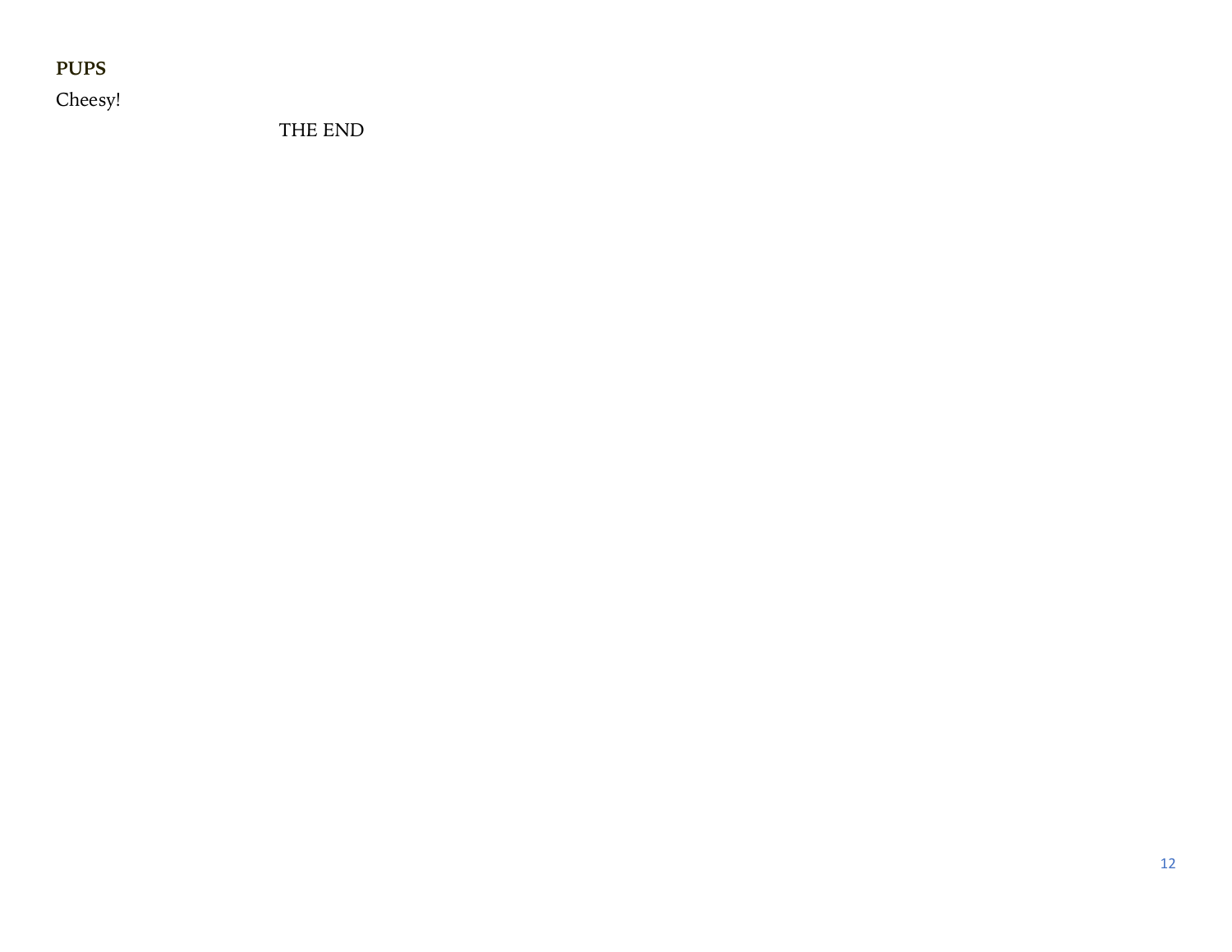**PUPS**

Cheesy!

THE END